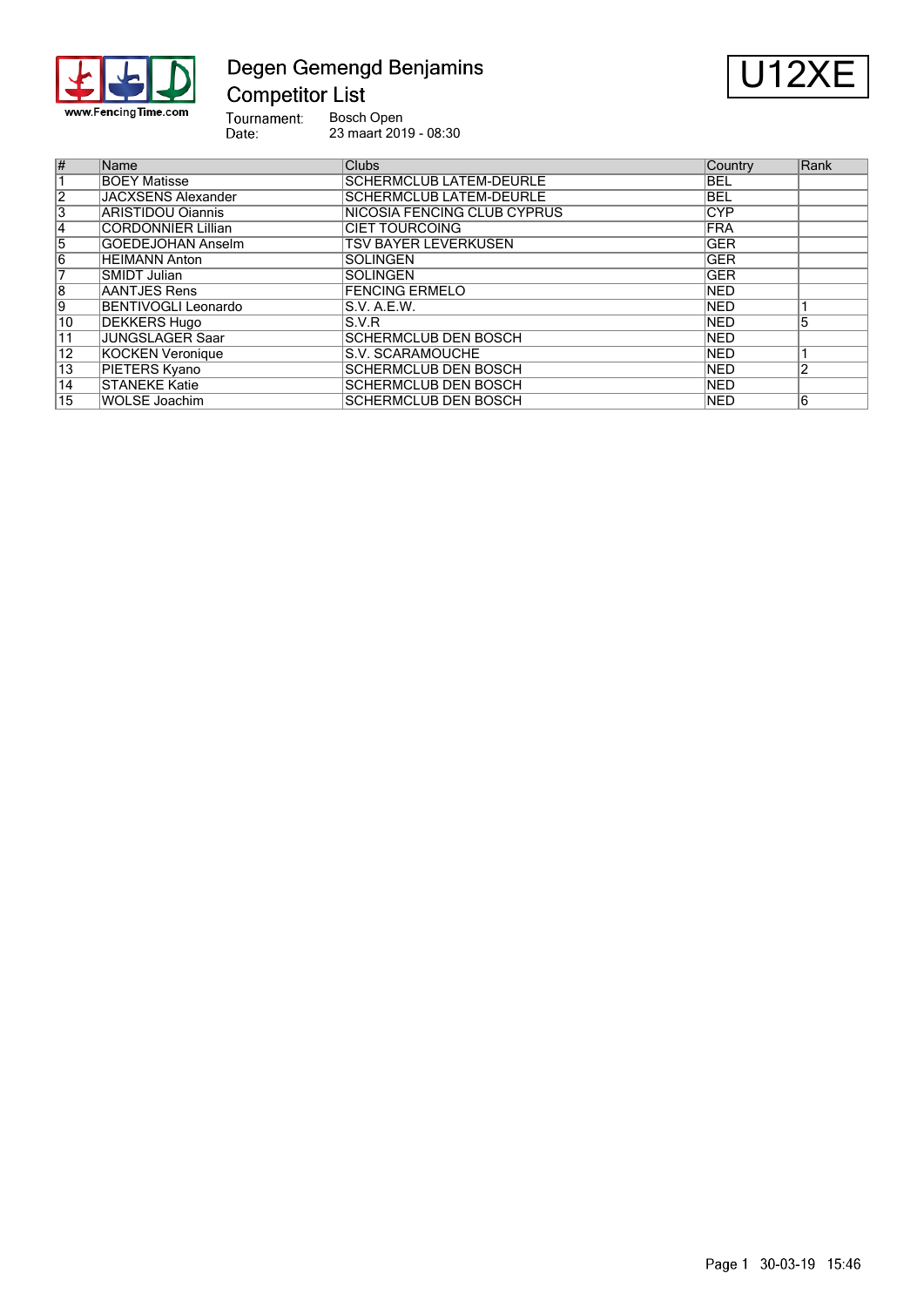# Degen Gemengd Benjamins
## Competitor List

**U12XE**

Tournament: Bosch Open
Date: 23 maart 2019 - 08:30

| # | Name | Clubs | Country | Rank |
|---|---|---|---|---|
| 1 | BOEY Matisse | SCHERMCLUB LATEM-DEURLE | BEL | |
| 2 | JACXSENS Alexander | SCHERMCLUB LATEM-DEURLE | BEL | |
| 3 | ARISTIDOU Oiannis | NICOSIA FENCING CLUB CYPRUS | CYP | |
| 4 | CORDONNIER Lillian | CIET TOURCOING | FRA | |
| 5 | GOEDEJOHAN Anselm | TSV BAYER LEVERKUSEN | GER | |
| 6 | HEIMANN Anton | SOLINGEN | GER | |
| 7 | SMIDT Julian | SOLINGEN | GER | |
| 8 | AANTJES Rens | FENCING ERMELO | NED | |
| 9 | BENTIVOGLI Leonardo | S.V. A.E.W. | NED | 1 |
| 10 | DEKKERS Hugo | S.V.R | NED | 5 |
| 11 | JUNGSLAGER Saar | SCHERMCLUB DEN BOSCH | NED | |
| 12 | KOCKEN Veronique | S.V. SCARAMOUCHE | NED | 1 |
| 13 | PIETERS Kyano | SCHERMCLUB DEN BOSCH | NED | 2 |
| 14 | STANEKE Katie | SCHERMCLUB DEN BOSCH | NED | |
| 15 | WOLSE Joachim | SCHERMCLUB DEN BOSCH | NED | 6 |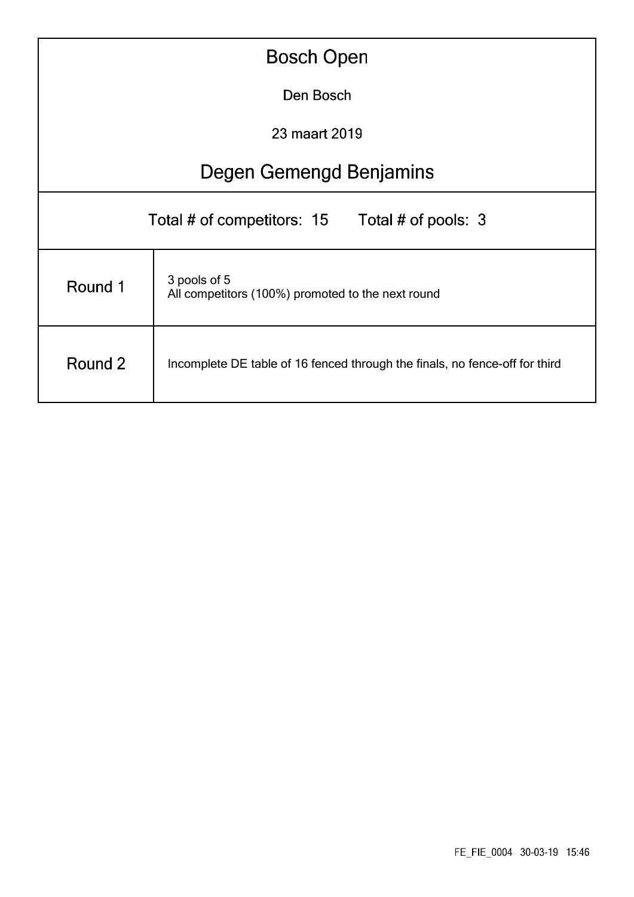# Bosch Open

Den Bosch

23 maart 2019

## Degen Gemengd Benjamins

Total # of competitors: 15 Total # of pools: 3

| | |
|---|---|
| Round 1 | 3 pools of 5<br>All competitors (100%) promoted to the next round |
| Round 2 | Incomplete DE table of 16 fenced through the finals, no fence-off for third |

FE_FIE_0004 30-03-19 15:46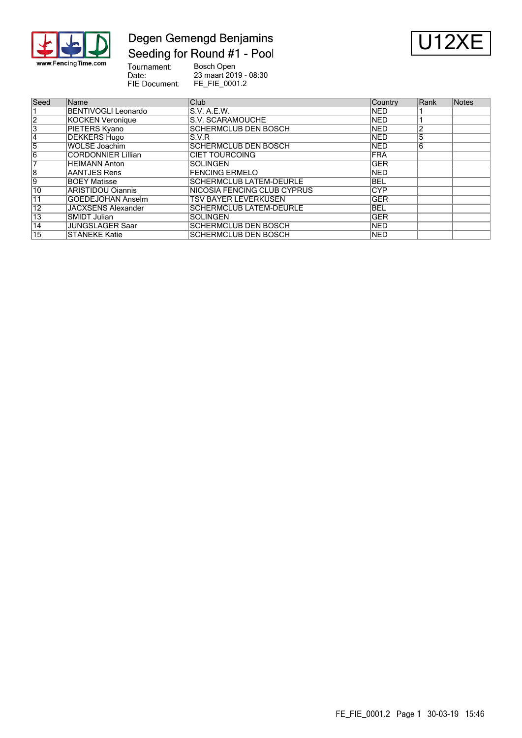# Degen Gemengd Benjamins
## Seeding for Round #1 - Pool

**U12XE**

Tournament: Bosch Open
Date: 23 maart 2019 - 08:30
FIE Document: FE_FIE_0001.2

| Seed | Name | Club | Country | Rank | Notes |
|---|---|---|---|---|---|
| 1 | BENTIVOGLI Leonardo | S.V. A.E.W. | NED | 1 | |
| 2 | KOCKEN Veronique | S.V. SCARAMOUCHE | NED | 1 | |
| 3 | PIETERS Kyano | SCHERMCLUB DEN BOSCH | NED | 2 | |
| 4 | DEKKERS Hugo | S.V.R | NED | 5 | |
| 5 | WOLSE Joachim | SCHERMCLUB DEN BOSCH | NED | 6 | |
| 6 | CORDONNIER Lillian | CIET TOURCOING | FRA | | |
| 7 | HEIMANN Anton | SOLINGEN | GER | | |
| 8 | AANTJES Rens | FENCING ERMELO | NED | | |
| 9 | BOEY Matisse | SCHERMCLUB LATEM-DEURLE | BEL | | |
| 10 | ARISTIDOU Oiannis | NICOSIA FENCING CLUB CYPRUS | CYP | | |
| 11 | GOEDEJOHAN Anselm | TSV BAYER LEVERKUSEN | GER | | |
| 12 | JACXSENS Alexander | SCHERMCLUB LATEM-DEURLE | BEL | | |
| 13 | SMIDT Julian | SOLINGEN | GER | | |
| 14 | JUNGSLAGER Saar | SCHERMCLUB DEN BOSCH | NED | | |
| 15 | STANEKE Katie | SCHERMCLUB DEN BOSCH | NED | | |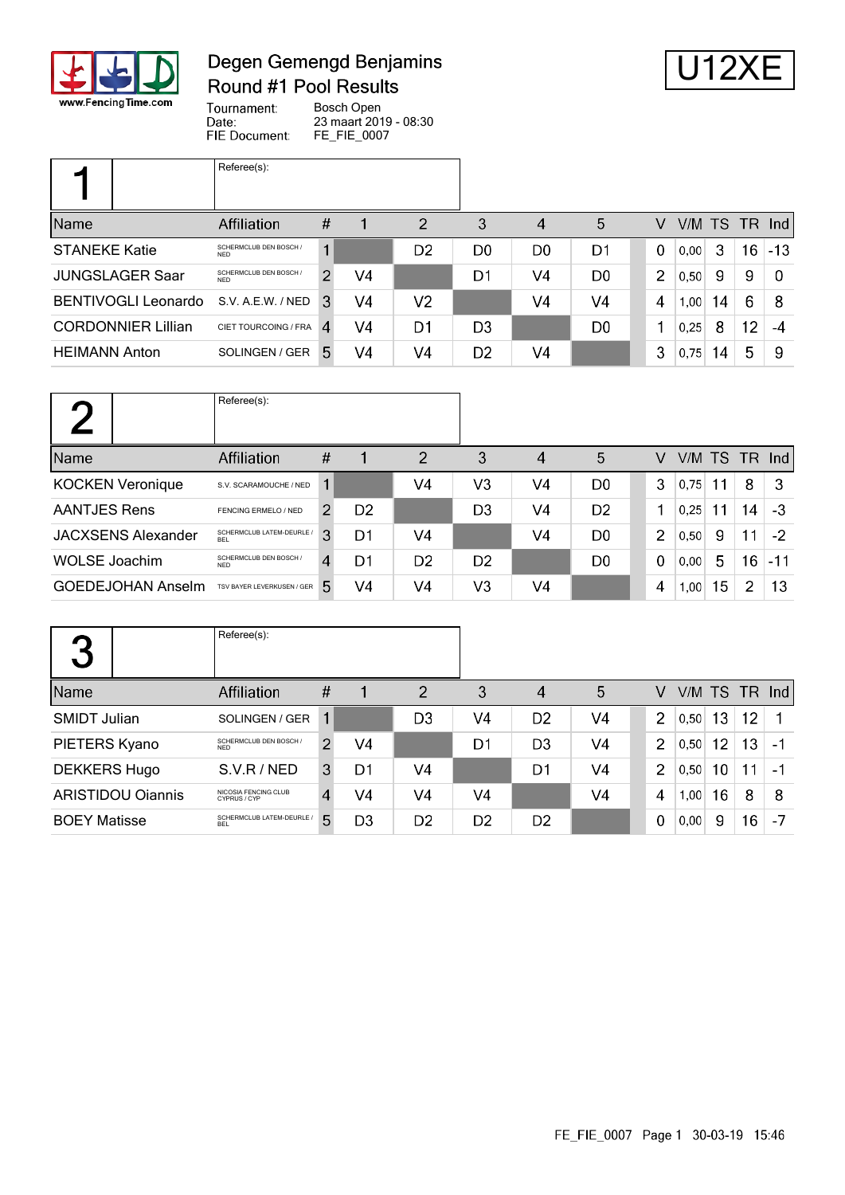# Degen Gemengd Benjamins
## Round #1 Pool Results

**U12XE**

Tournament: Bosch Open
Date: 23 maart 2019 - 08:30
FIE Document: FE_FIE_0007

### Pool 1

Referee(s):

| Name | Affiliation | # | 1 | 2 | 3 | 4 | 5 | V | V/M | TS | TR | Ind |
|---|---|---|---|---|---|---|---|---|---|---|---|---|
| STANEKE Katie | SCHERMCLUB DEN BOSCH / NED | 1 | | D2 | D0 | D0 | D1 | 0 | 0,00 | 3 | 16 | -13 |
| JUNGSLAGER Saar | SCHERMCLUB DEN BOSCH / NED | 2 | V4 | | D1 | V4 | D0 | 2 | 0,50 | 9 | 9 | 0 |
| BENTIVOGLI Leonardo | S.V. A.E.W. / NED | 3 | V4 | V2 | | V4 | V4 | 4 | 1,00 | 14 | 6 | 8 |
| CORDONNIER Lillian | CIET TOURCOING / FRA | 4 | V4 | D1 | D3 | | D0 | 1 | 0,25 | 8 | 12 | -4 |
| HEIMANN Anton | SOLINGEN / GER | 5 | V4 | V4 | D2 | V4 | | 3 | 0,75 | 14 | 5 | 9 |

### Pool 2

Referee(s):

| Name | Affiliation | # | 1 | 2 | 3 | 4 | 5 | V | V/M | TS | TR | Ind |
|---|---|---|---|---|---|---|---|---|---|---|---|---|
| KOCKEN Veronique | S.V. SCARAMOUCHE / NED | 1 | | V4 | V3 | V4 | D0 | 3 | 0,75 | 11 | 8 | 3 |
| AANTJES Rens | FENCING ERMELO / NED | 2 | D2 | | D3 | V4 | D2 | 1 | 0,25 | 11 | 14 | -3 |
| JACXSENS Alexander | SCHERMCLUB LATEM-DEURLE / BEL | 3 | D1 | V4 | | V4 | D0 | 2 | 0,50 | 9 | 11 | -2 |
| WOLSE Joachim | SCHERMCLUB DEN BOSCH / NED | 4 | D1 | D2 | D2 | | D0 | 0 | 0,00 | 5 | 16 | -11 |
| GOEDEJOHAN Anselm | TSV BAYER LEVERKUSEN / GER | 5 | V4 | V4 | V3 | V4 | | 4 | 1,00 | 15 | 2 | 13 |

### Pool 3

Referee(s):

| Name | Affiliation | # | 1 | 2 | 3 | 4 | 5 | V | V/M | TS | TR | Ind |
|---|---|---|---|---|---|---|---|---|---|---|---|---|
| SMIDT Julian | SOLINGEN / GER | 1 | | D3 | V4 | D2 | V4 | 2 | 0,50 | 13 | 12 | 1 |
| PIETERS Kyano | SCHERMCLUB DEN BOSCH / NED | 2 | V4 | | D1 | D3 | V4 | 2 | 0,50 | 12 | 13 | -1 |
| DEKKERS Hugo | S.V.R / NED | 3 | D1 | V4 | | D1 | V4 | 2 | 0,50 | 10 | 11 | -1 |
| ARISTIDOU Oiannis | NICOSIA FENCING CLUB CYPRUS / CYP | 4 | V4 | V4 | V4 | | V4 | 4 | 1,00 | 16 | 8 | 8 |
| BOEY Matisse | SCHERMCLUB LATEM-DEURLE / BEL | 5 | D3 | D2 | D2 | D2 | | 0 | 0,00 | 9 | 16 | -7 |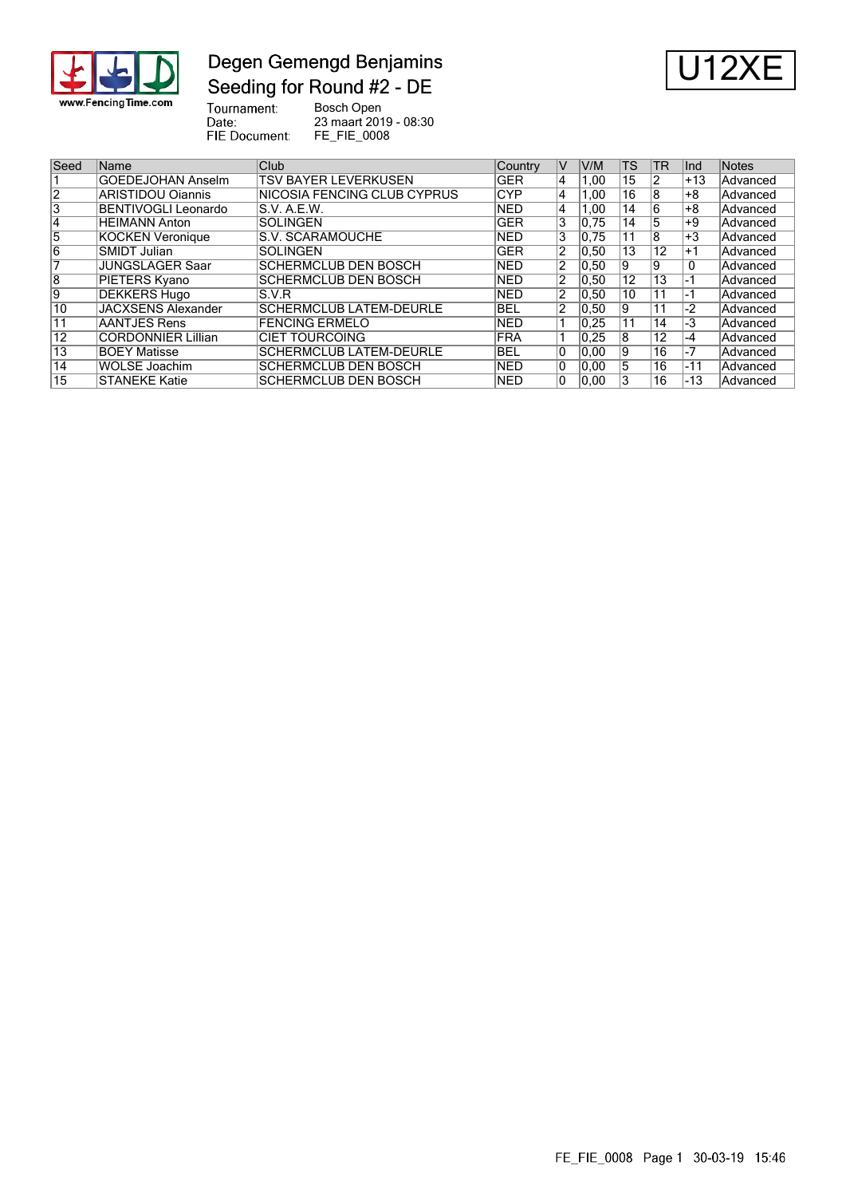# Degen Gemengd Benjamins

## Seeding for Round #2 - DE

U12XE

Tournament: Bosch Open
Date: 23 maart 2019 - 08:30
FIE Document: FE_FIE_0008

| Seed | Name | Club | Country | V | V/M | TS | TR | Ind | Notes |
|---|---|---|---|---|---|---|---|---|---|
| 1 | GOEDEJOHAN Anselm | TSV BAYER LEVERKUSEN | GER | 4 | 1,00 | 15 | 2 | +13 | Advanced |
| 2 | ARISTIDOU Oiannis | NICOSIA FENCING CLUB CYPRUS | CYP | 4 | 1,00 | 16 | 8 | +8 | Advanced |
| 3 | BENTIVOGLI Leonardo | S.V. A.E.W. | NED | 4 | 1,00 | 14 | 6 | +8 | Advanced |
| 4 | HEIMANN Anton | SOLINGEN | GER | 3 | 0,75 | 14 | 5 | +9 | Advanced |
| 5 | KOCKEN Veronique | S.V. SCARAMOUCHE | NED | 3 | 0,75 | 11 | 8 | +3 | Advanced |
| 6 | SMIDT Julian | SOLINGEN | GER | 2 | 0,50 | 13 | 12 | +1 | Advanced |
| 7 | JUNGSLAGER Saar | SCHERMCLUB DEN BOSCH | NED | 2 | 0,50 | 9 | 9 | 0 | Advanced |
| 8 | PIETERS Kyano | SCHERMCLUB DEN BOSCH | NED | 2 | 0,50 | 12 | 13 | -1 | Advanced |
| 9 | DEKKERS Hugo | S.V.R | NED | 2 | 0,50 | 10 | 11 | -1 | Advanced |
| 10 | JACXSENS Alexander | SCHERMCLUB LATEM-DEURLE | BEL | 2 | 0,50 | 9 | 11 | -2 | Advanced |
| 11 | AANTJES Rens | FENCING ERMELO | NED | 1 | 0,25 | 11 | 14 | -3 | Advanced |
| 12 | CORDONNIER Lillian | CIET TOURCOING | FRA | 1 | 0,25 | 8 | 12 | -4 | Advanced |
| 13 | BOEY Matisse | SCHERMCLUB LATEM-DEURLE | BEL | 0 | 0,00 | 9 | 16 | -7 | Advanced |
| 14 | WOLSE Joachim | SCHERMCLUB DEN BOSCH | NED | 0 | 0,00 | 5 | 16 | -11 | Advanced |
| 15 | STANEKE Katie | SCHERMCLUB DEN BOSCH | NED | 0 | 0,00 | 3 | 16 | -13 | Advanced |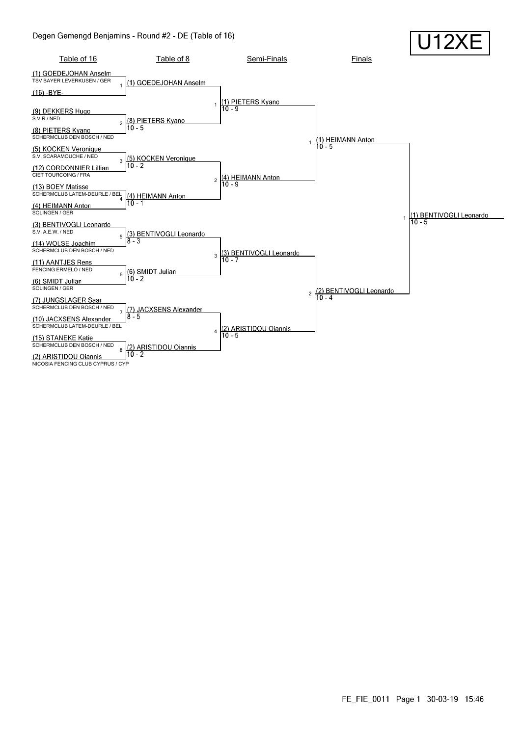# Degen Gemengd Benjamins - Round #2 - DE (Table of 16)

**U12XE**

## Table of 16

| Bout | Fencer | Club |
|---|---|---|
| 1 | (1) GOEDEJOHAN Anselm | TSV BAYER LEVERKUSEN / GER |
| 1 | (16) -BYE- | |
| 2 | (9) DEKKERS Hugo | S.V.R / NED |
| 2 | (8) PIETERS Kyano | SCHERMCLUB DEN BOSCH / NED |
| 3 | (5) KOCKEN Veronique | S.V. SCARAMOUCHE / NED |
| 3 | (12) CORDONNIER Lillian | CIET TOURCOING / FRA |
| 4 | (13) BOEY Matisse | SCHERMCLUB LATEM-DEURLE / BEL |
| 4 | (4) HEIMANN Anton | SOLINGEN / GER |
| 5 | (3) BENTIVOGLI Leonardo | S.V. A.E.W. / NED |
| 5 | (14) WOLSE Joachim | SCHERMCLUB DEN BOSCH / NED |
| 6 | (11) AANTJES Rens | FENCING ERMELO / NED |
| 6 | (6) SMIDT Julian | SOLINGEN / GER |
| 7 | (7) JUNGSLAGER Saar | SCHERMCLUB DEN BOSCH / NED |
| 7 | (10) JACXSENS Alexander | SCHERMCLUB LATEM-DEURLE / BEL |
| 8 | (15) STANEKE Katie | SCHERMCLUB DEN BOSCH / NED |
| 8 | (2) ARISTIDOU Oiannis | NICOSIA FENCING CLUB CYPRUS / CYP |

## Table of 8

| Bout | Winner | Score |
|---|---|---|
| 1 | (1) GOEDEJOHAN Anselm | |
| 2 | (8) PIETERS Kyano | 10 - 5 |
| 3 | (5) KOCKEN Veronique | 10 - 2 |
| 4 | (4) HEIMANN Anton | 10 - 1 |
| 5 | (3) BENTIVOGLI Leonardo | 8 - 3 |
| 6 | (6) SMIDT Julian | 10 - 2 |
| 7 | (7) JACXSENS Alexander | 8 - 5 |
| 8 | (2) ARISTIDOU Oiannis | 10 - 2 |

## Semi-Finals

| Bout | Winner | Score |
|---|---|---|
| 1 | (1) PIETERS Kyano | 10 - 9 |
| 2 | (4) HEIMANN Anton | 10 - 9 |
| 3 | (3) BENTIVOGLI Leonardo | 10 - 7 |
| 4 | (2) ARISTIDOU Oiannis | 10 - 5 |

## Finals

| Bout | Winner | Score |
|---|---|---|
| 1 | (1) HEIMANN Anton | 10 - 5 |
| 2 | (2) BENTIVOGLI Leonardo | 10 - 4 |

## Winner

| Bout | Winner | Score |
|---|---|---|
| 1 | (1) BENTIVOGLI Leonardo | 10 - 5 |

FE_FIE_0011 Page 1 30-03-19 15:46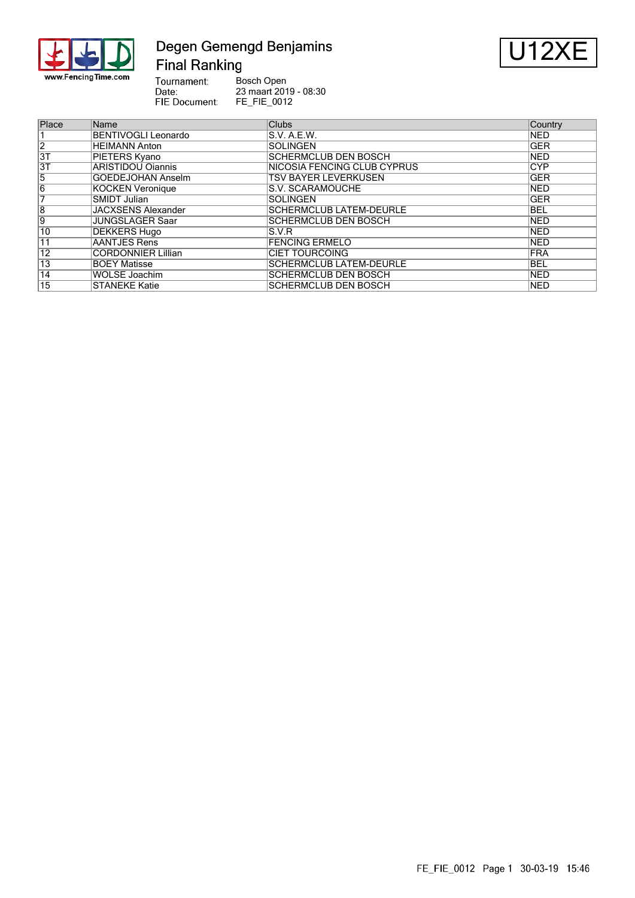# Degen Gemengd Benjamins

## Final Ranking

**U12XE**

Tournament: Bosch Open
Date: 23 maart 2019 - 08:30
FIE Document: FE_FIE_0012

| Place | Name | Clubs | Country |
|---|---|---|---|
| 1 | BENTIVOGLI Leonardo | S.V. A.E.W. | NED |
| 2 | HEIMANN Anton | SOLINGEN | GER |
| 3T | PIETERS Kyano | SCHERMCLUB DEN BOSCH | NED |
| 3T | ARISTIDOU Oiannis | NICOSIA FENCING CLUB CYPRUS | CYP |
| 5 | GOEDEJOHAN Anselm | TSV BAYER LEVERKUSEN | GER |
| 6 | KOCKEN Veronique | S.V. SCARAMOUCHE | NED |
| 7 | SMIDT Julian | SOLINGEN | GER |
| 8 | JACXSENS Alexander | SCHERMCLUB LATEM-DEURLE | BEL |
| 9 | JUNGSLAGER Saar | SCHERMCLUB DEN BOSCH | NED |
| 10 | DEKKERS Hugo | S.V.R | NED |
| 11 | AANTJES Rens | FENCING ERMELO | NED |
| 12 | CORDONNIER Lillian | CIET TOURCOING | FRA |
| 13 | BOEY Matisse | SCHERMCLUB LATEM-DEURLE | BEL |
| 14 | WOLSE Joachim | SCHERMCLUB DEN BOSCH | NED |
| 15 | STANEKE Katie | SCHERMCLUB DEN BOSCH | NED |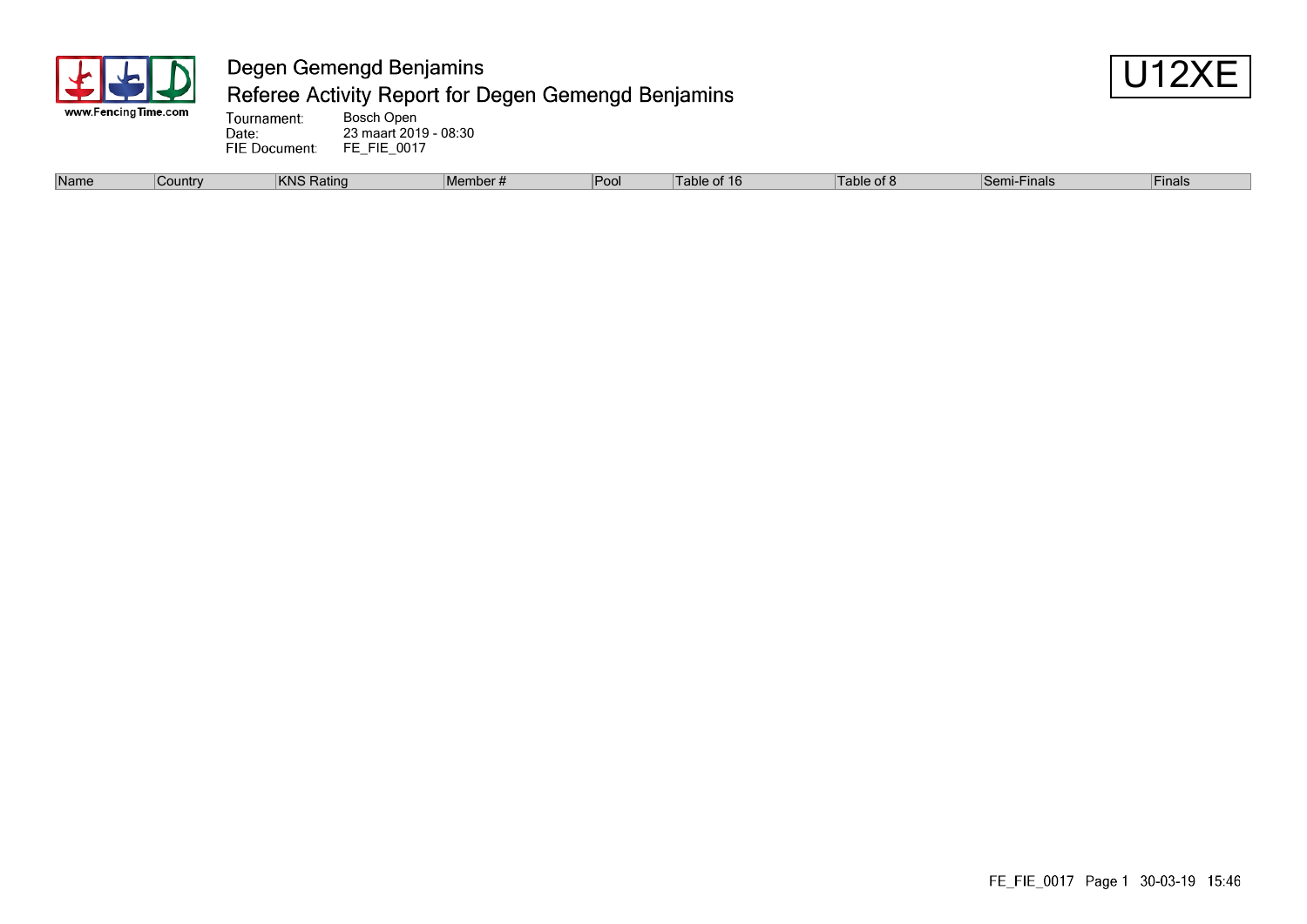# Degen Gemengd Benjamins

## Referee Activity Report for Degen Gemengd Benjamins

U12XE

Tournament: Bosch Open
Date: 23 maart 2019 - 08:30
FIE Document: FE_FIE_0017

| Name | Country | KNS Rating | Member # | Pool | Table of 16 | Table of 8 | Semi-Finals | Finals |
|---|---|---|---|---|---|---|---|---|